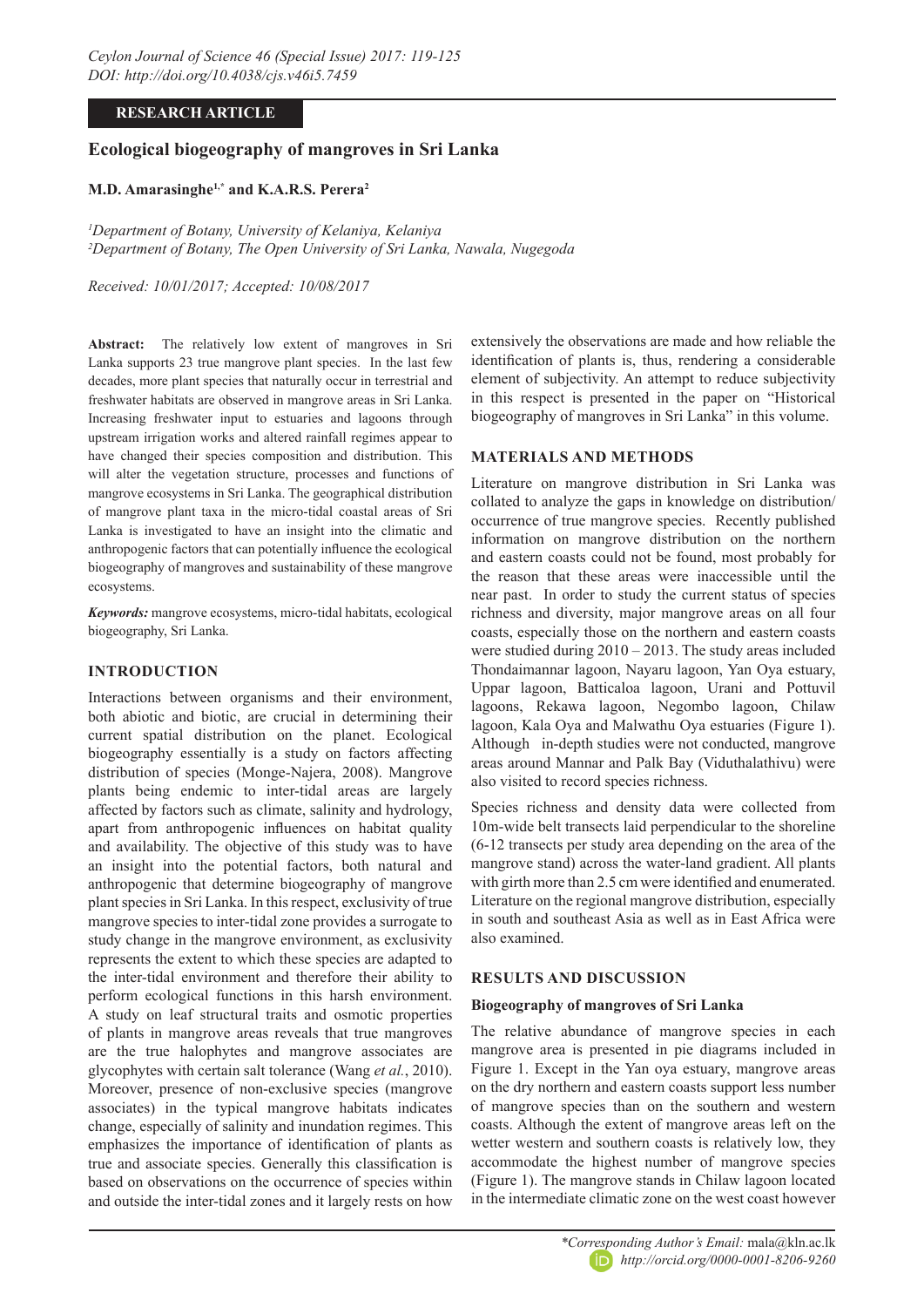RESEARCH ARTICLE

# Ecological biogeography of mangroves in Sri Lanka

**M.D. Amarasinghe[1,*] and K.A.R.S. Perera[2]**

*[1]Department of Botany, University of Kelaniya, Kelaniya*
*[2]Department of Botany, The Open University of Sri Lanka, Nawala, Nugegoda*

*Received: 10/01/2017; Accepted: 10/08/2017*

**Abstract:** The relatively low extent of mangroves in Sri Lanka supports 23 true mangrove plant species. In the last few decades, more plant species that naturally occur in terrestrial and freshwater habitats are observed in mangrove areas in Sri Lanka. Increasing freshwater input to estuaries and lagoons through upstream irrigation works and altered rainfall regimes appear to have changed their species composition and distribution. This will alter the vegetation structure, processes and functions of mangrove ecosystems in Sri Lanka. The geographical distribution of mangrove plant taxa in the micro-tidal coastal areas of Sri Lanka is investigated to have an insight into the climatic and anthropogenic factors that can potentially influence the ecological biogeography of mangroves and sustainability of these mangrove ecosystems.

***Keywords:*** mangrove ecosystems, micro-tidal habitats, ecological biogeography, Sri Lanka.

## INTRODUCTION

Interactions between organisms and their environment, both abiotic and biotic, are crucial in determining their current spatial distribution on the planet. Ecological biogeography essentially is a study on factors affecting distribution of species (Monge-Najera, 2008). Mangrove plants being endemic to inter-tidal areas are largely affected by factors such as climate, salinity and hydrology, apart from anthropogenic influences on habitat quality and availability. The objective of this study was to have an insight into the potential factors, both natural and anthropogenic that determine biogeography of mangrove plant species in Sri Lanka. In this respect, exclusivity of true mangrove species to inter-tidal zone provides a surrogate to study change in the mangrove environment, as exclusivity represents the extent to which these species are adapted to the inter-tidal environment and therefore their ability to perform ecological functions in this harsh environment. A study on leaf structural traits and osmotic properties of plants in mangrove areas reveals that true mangroves are the true halophytes and mangrove associates are glycophytes with certain salt tolerance (Wang *et al.*, 2010). Moreover, presence of non-exclusive species (mangrove associates) in the typical mangrove habitats indicates change, especially of salinity and inundation regimes. This emphasizes the importance of identification of plants as true and associate species. Generally this classification is based on observations on the occurrence of species within and outside the inter-tidal zones and it largely rests on how extensively the observations are made and how reliable the identification of plants is, thus, rendering a considerable element of subjectivity. An attempt to reduce subjectivity in this respect is presented in the paper on "Historical biogeography of mangroves in Sri Lanka" in this volume.

## MATERIALS AND METHODS

Literature on mangrove distribution in Sri Lanka was collated to analyze the gaps in knowledge on distribution/occurrence of true mangrove species. Recently published information on mangrove distribution on the northern and eastern coasts could not be found, most probably for the reason that these areas were inaccessible until the near past. In order to study the current status of species richness and diversity, major mangrove areas on all four coasts, especially those on the northern and eastern coasts were studied during 2010 – 2013. The study areas included Thondaimannar lagoon, Nayaru lagoon, Yan Oya estuary, Uppar lagoon, Batticaloa lagoon, Urani and Pottuvil lagoons, Rekawa lagoon, Negombo lagoon, Chilaw lagoon, Kala Oya and Malwathu Oya estuaries (Figure 1). Although in-depth studies were not conducted, mangrove areas around Mannar and Palk Bay (Viduthalathivu) were also visited to record species richness.

Species richness and density data were collected from 10m-wide belt transects laid perpendicular to the shoreline (6-12 transects per study area depending on the area of the mangrove stand) across the water-land gradient. All plants with girth more than 2.5 cm were identified and enumerated. Literature on the regional mangrove distribution, especially in south and southeast Asia as well as in East Africa were also examined.

## RESULTS AND DISCUSSION

### Biogeography of mangroves of Sri Lanka

The relative abundance of mangrove species in each mangrove area is presented in pie diagrams included in Figure 1. Except in the Yan oya estuary, mangrove areas on the dry northern and eastern coasts support less number of mangrove species than on the southern and western coasts. Although the extent of mangrove areas left on the wetter western and southern coasts is relatively low, they accommodate the highest number of mangrove species (Figure 1). The mangrove stands in Chilaw lagoon located in the intermediate climatic zone on the west coast however

*Corresponding Author's Email: mala@kln.ac.lk
http://orcid.org/0000-0001-8206-9260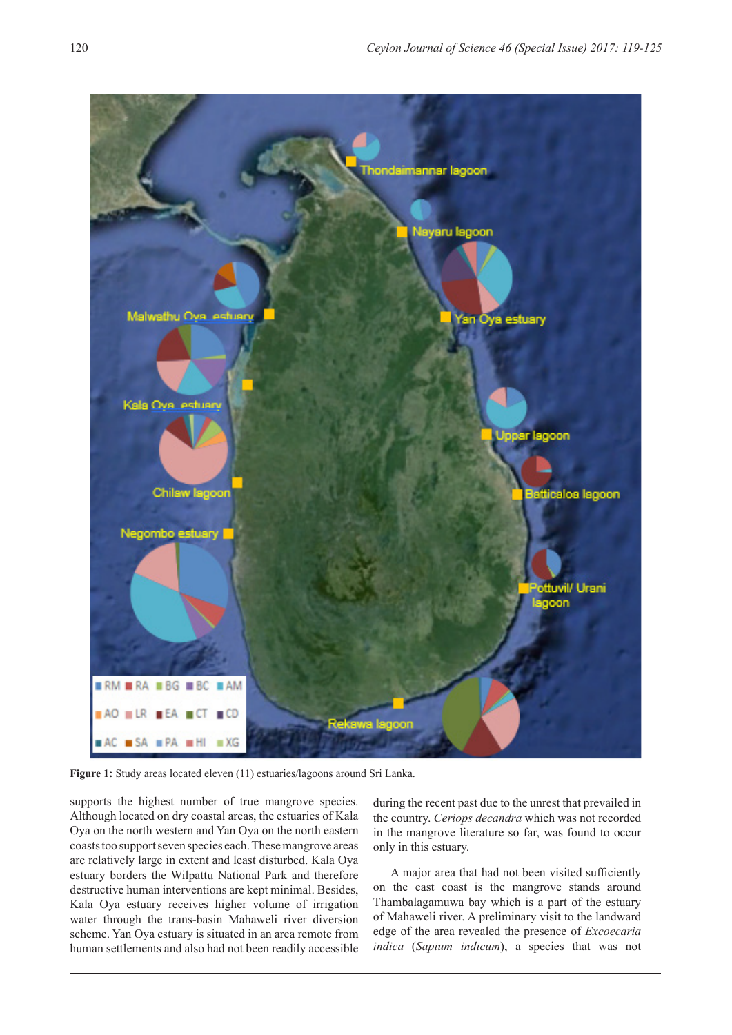Figure 1: Study areas located eleven (11) estuaries/lagoons around Sri Lanka.

supports the highest number of true mangrove species. Although located on dry coastal areas, the estuaries of Kala Oya on the north western and Yan Oya on the north eastern coasts too support seven species each. These mangrove areas are relatively large in extent and least disturbed. Kala Oya estuary borders the Wilpattu National Park and therefore destructive human interventions are kept minimal. Besides, Kala Oya estuary receives higher volume of irrigation water through the trans-basin Mahaweli river diversion scheme. Yan Oya estuary is situated in an area remote from human settlements and also had not been readily accessible during the recent past due to the unrest that prevailed in the country. *Ceriops decandra* which was not recorded in the mangrove literature so far, was found to occur only in this estuary.

A major area that had not been visited sufficiently on the east coast is the mangrove stands around Thambalagamuwa bay which is a part of the estuary of Mahaweli river. A preliminary visit to the landward edge of the area revealed the presence of *Excoecaria indica* (*Sapium indicum*), a species that was not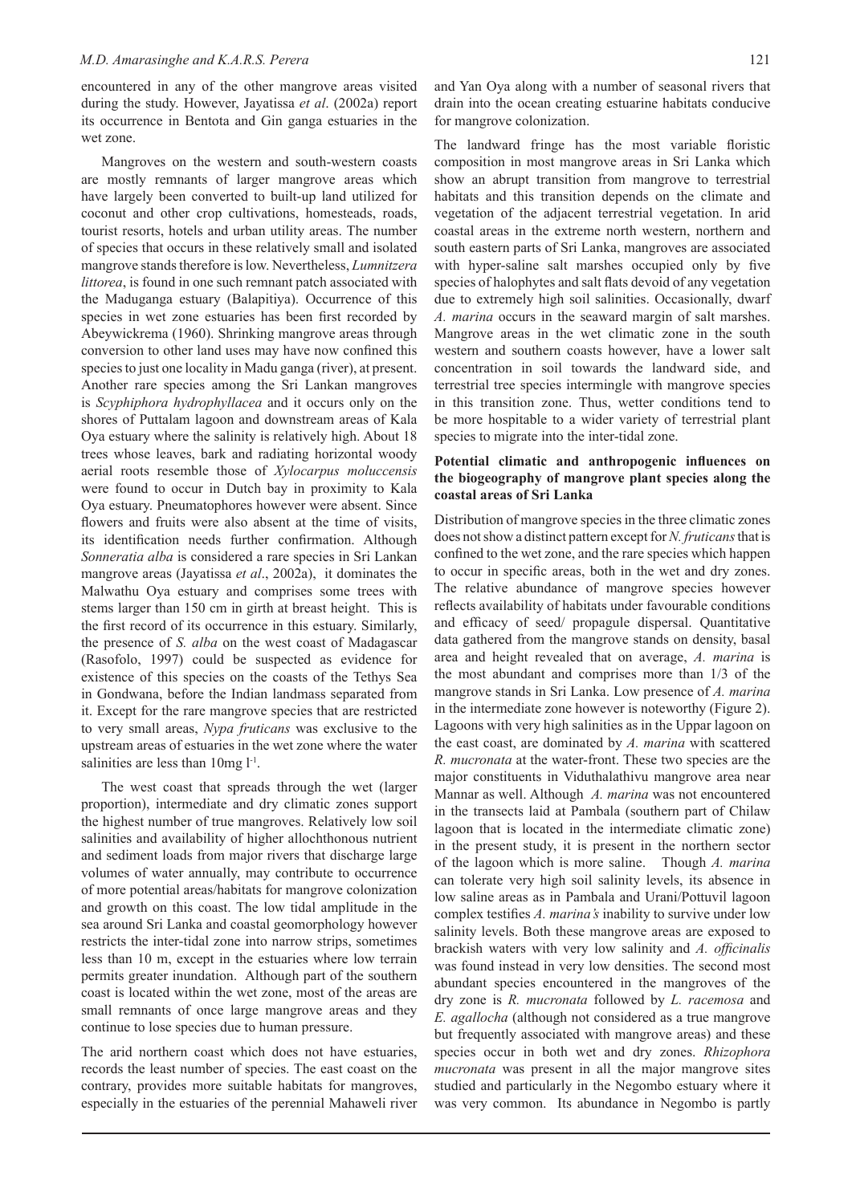encountered in any of the other mangrove areas visited during the study. However, Jayatissa *et al*. (2002a) report its occurrence in Bentota and Gin ganga estuaries in the wet zone.

Mangroves on the western and south-western coasts are mostly remnants of larger mangrove areas which have largely been converted to built-up land utilized for coconut and other crop cultivations, homesteads, roads, tourist resorts, hotels and urban utility areas. The number of species that occurs in these relatively small and isolated mangrove stands therefore is low. Nevertheless, *Lumnitzera littorea*, is found in one such remnant patch associated with the Maduganga estuary (Balapitiya). Occurrence of this species in wet zone estuaries has been first recorded by Abeywickrema (1960). Shrinking mangrove areas through conversion to other land uses may have now confined this species to just one locality in Madu ganga (river), at present. Another rare species among the Sri Lankan mangroves is *Scyphiphora hydrophyllacea* and it occurs only on the shores of Puttalam lagoon and downstream areas of Kala Oya estuary where the salinity is relatively high. About 18 trees whose leaves, bark and radiating horizontal woody aerial roots resemble those of *Xylocarpus moluccensis* were found to occur in Dutch bay in proximity to Kala Oya estuary. Pneumatophores however were absent. Since flowers and fruits were also absent at the time of visits, its identification needs further confirmation. Although *Sonneratia alba* is considered a rare species in Sri Lankan mangrove areas (Jayatissa *et al*., 2002a), it dominates the Malwathu Oya estuary and comprises some trees with stems larger than 150 cm in girth at breast height. This is the first record of its occurrence in this estuary. Similarly, the presence of *S. alba* on the west coast of Madagascar (Rasofolo, 1997) could be suspected as evidence for existence of this species on the coasts of the Tethys Sea in Gondwana, before the Indian landmass separated from it. Except for the rare mangrove species that are restricted to very small areas, *Nypa fruticans* was exclusive to the upstream areas of estuaries in the wet zone where the water salinities are less than 10mg $l^{-1}$.

The west coast that spreads through the wet (larger proportion), intermediate and dry climatic zones support the highest number of true mangroves. Relatively low soil salinities and availability of higher allochthonous nutrient and sediment loads from major rivers that discharge large volumes of water annually, may contribute to occurrence of more potential areas/habitats for mangrove colonization and growth on this coast. The low tidal amplitude in the sea around Sri Lanka and coastal geomorphology however restricts the inter-tidal zone into narrow strips, sometimes less than 10 m, except in the estuaries where low terrain permits greater inundation. Although part of the southern coast is located within the wet zone, most of the areas are small remnants of once large mangrove areas and they continue to lose species due to human pressure.

The arid northern coast which does not have estuaries, records the least number of species. The east coast on the contrary, provides more suitable habitats for mangroves, especially in the estuaries of the perennial Mahaweli river and Yan Oya along with a number of seasonal rivers that drain into the ocean creating estuarine habitats conducive for mangrove colonization.

The landward fringe has the most variable floristic composition in most mangrove areas in Sri Lanka which show an abrupt transition from mangrove to terrestrial habitats and this transition depends on the climate and vegetation of the adjacent terrestrial vegetation. In arid coastal areas in the extreme north western, northern and south eastern parts of Sri Lanka, mangroves are associated with hyper-saline salt marshes occupied only by five species of halophytes and salt flats devoid of any vegetation due to extremely high soil salinities. Occasionally, dwarf *A. marina* occurs in the seaward margin of salt marshes. Mangrove areas in the wet climatic zone in the south western and southern coasts however, have a lower salt concentration in soil towards the landward side, and terrestrial tree species intermingle with mangrove species in this transition zone. Thus, wetter conditions tend to be more hospitable to a wider variety of terrestrial plant species to migrate into the inter-tidal zone.

### Potential climatic and anthropogenic influences on the biogeography of mangrove plant species along the coastal areas of Sri Lanka

Distribution of mangrove species in the three climatic zones does not show a distinct pattern except for *N. fruticans* that is confined to the wet zone, and the rare species which happen to occur in specific areas, both in the wet and dry zones. The relative abundance of mangrove species however reflects availability of habitats under favourable conditions and efficacy of seed/ propagule dispersal. Quantitative data gathered from the mangrove stands on density, basal area and height revealed that on average, *A. marina* is the most abundant and comprises more than 1/3 of the mangrove stands in Sri Lanka. Low presence of *A. marina* in the intermediate zone however is noteworthy (Figure 2). Lagoons with very high salinities as in the Uppar lagoon on the east coast, are dominated by *A. marina* with scattered *R. mucronata* at the water-front. These two species are the major constituents in Viduthalathivu mangrove area near Mannar as well. Although *A. marina* was not encountered in the transects laid at Pambala (southern part of Chilaw lagoon that is located in the intermediate climatic zone) in the present study, it is present in the northern sector of the lagoon which is more saline. Though *A. marina* can tolerate very high soil salinity levels, its absence in low saline areas as in Pambala and Urani/Pottuvil lagoon complex testifies *A. marina's* inability to survive under low salinity levels. Both these mangrove areas are exposed to brackish waters with very low salinity and *A. officinalis* was found instead in very low densities. The second most abundant species encountered in the mangroves of the dry zone is *R. mucronata* followed by *L. racemosa* and *E. agallocha* (although not considered as a true mangrove but frequently associated with mangrove areas) and these species occur in both wet and dry zones. *Rhizophora mucronata* was present in all the major mangrove sites studied and particularly in the Negombo estuary where it was very common. Its abundance in Negombo is partly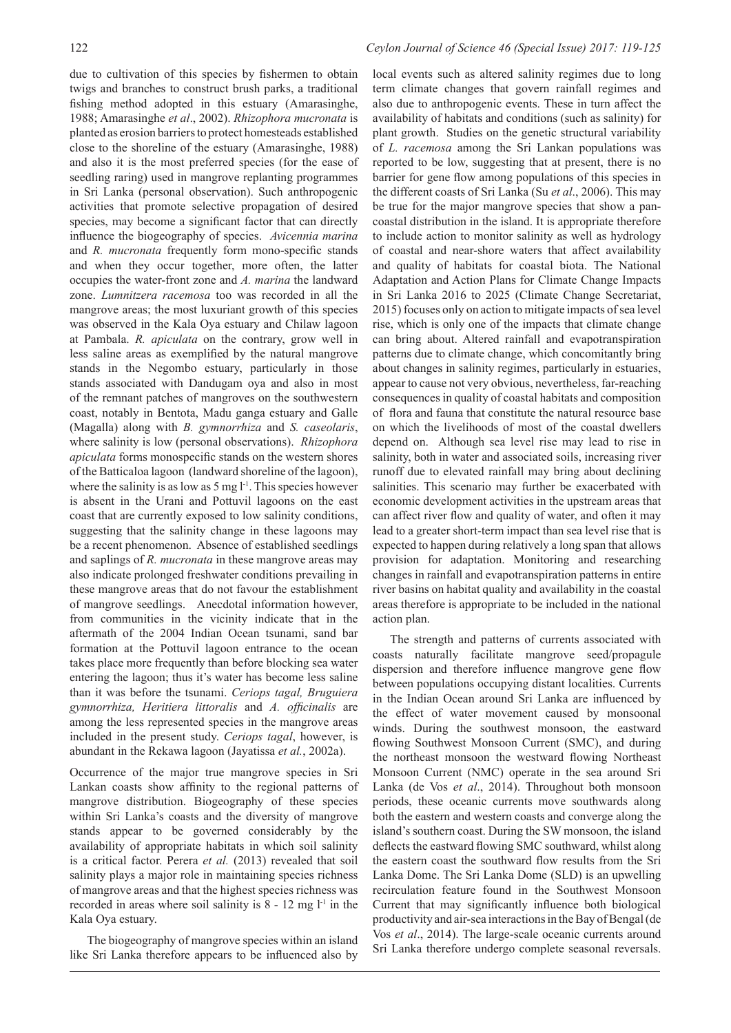due to cultivation of this species by fishermen to obtain twigs and branches to construct brush parks, a traditional fishing method adopted in this estuary (Amarasinghe, 1988; Amarasinghe *et al*., 2002). *Rhizophora mucronata* is planted as erosion barriers to protect homesteads established close to the shoreline of the estuary (Amarasinghe, 1988) and also it is the most preferred species (for the ease of seedling raring) used in mangrove replanting programmes in Sri Lanka (personal observation). Such anthropogenic activities that promote selective propagation of desired species, may become a significant factor that can directly influence the biogeography of species. *Avicennia marina* and *R. mucronata* frequently form mono-specific stands and when they occur together, more often, the latter occupies the water-front zone and *A. marina* the landward zone. *Lumnitzera racemosa* too was recorded in all the mangrove areas; the most luxuriant growth of this species was observed in the Kala Oya estuary and Chilaw lagoon at Pambala. *R. apiculata* on the contrary, grow well in less saline areas as exemplified by the natural mangrove stands in the Negombo estuary, particularly in those stands associated with Dandugam oya and also in most of the remnant patches of mangroves on the southwestern coast, notably in Bentota, Madu ganga estuary and Galle (Magalla) along with *B. gymnorrhiza* and *S. caseolaris*, where salinity is low (personal observations). *Rhizophora apiculata* forms monospecific stands on the western shores of the Batticaloa lagoon (landward shoreline of the lagoon), where the salinity is as low as 5 mg $l^{-1}$. This species however is absent in the Urani and Pottuvil lagoons on the east coast that are currently exposed to low salinity conditions, suggesting that the salinity change in these lagoons may be a recent phenomenon. Absence of established seedlings and saplings of *R. mucronata* in these mangrove areas may also indicate prolonged freshwater conditions prevailing in these mangrove areas that do not favour the establishment of mangrove seedlings. Anecdotal information however, from communities in the vicinity indicate that in the aftermath of the 2004 Indian Ocean tsunami, sand bar formation at the Pottuvil lagoon entrance to the ocean takes place more frequently than before blocking sea water entering the lagoon; thus it's water has become less saline than it was before the tsunami. *Ceriops tagal, Bruguiera gymnorrhiza, Heritiera littoralis* and *A. officinalis* are among the less represented species in the mangrove areas included in the present study. *Ceriops tagal*, however, is abundant in the Rekawa lagoon (Jayatissa *et al.*, 2002a).

Occurrence of the major true mangrove species in Sri Lankan coasts show affinity to the regional patterns of mangrove distribution. Biogeography of these species within Sri Lanka's coasts and the diversity of mangrove stands appear to be governed considerably by the availability of appropriate habitats in which soil salinity is a critical factor. Perera *et al.* (2013) revealed that soil salinity plays a major role in maintaining species richness of mangrove areas and that the highest species richness was recorded in areas where soil salinity is 8 - 12 mg $l^{-1}$ in the Kala Oya estuary.

The biogeography of mangrove species within an island like Sri Lanka therefore appears to be influenced also by local events such as altered salinity regimes due to long term climate changes that govern rainfall regimes and also due to anthropogenic events. These in turn affect the availability of habitats and conditions (such as salinity) for plant growth. Studies on the genetic structural variability of *L. racemosa* among the Sri Lankan populations was reported to be low, suggesting that at present, there is no barrier for gene flow among populations of this species in the different coasts of Sri Lanka (Su *et al*., 2006). This may be true for the major mangrove species that show a pan-coastal distribution in the island. It is appropriate therefore to include action to monitor salinity as well as hydrology of coastal and near-shore waters that affect availability and quality of habitats for coastal biota. The National Adaptation and Action Plans for Climate Change Impacts in Sri Lanka 2016 to 2025 (Climate Change Secretariat, 2015) focuses only on action to mitigate impacts of sea level rise, which is only one of the impacts that climate change can bring about. Altered rainfall and evapotranspiration patterns due to climate change, which concomitantly bring about changes in salinity regimes, particularly in estuaries, appear to cause not very obvious, nevertheless, far-reaching consequences in quality of coastal habitats and composition of flora and fauna that constitute the natural resource base on which the livelihoods of most of the coastal dwellers depend on. Although sea level rise may lead to rise in salinity, both in water and associated soils, increasing river runoff due to elevated rainfall may bring about declining salinities. This scenario may further be exacerbated with economic development activities in the upstream areas that can affect river flow and quality of water, and often it may lead to a greater short-term impact than sea level rise that is expected to happen during relatively a long span that allows provision for adaptation. Monitoring and researching changes in rainfall and evapotranspiration patterns in entire river basins on habitat quality and availability in the coastal areas therefore is appropriate to be included in the national action plan.

The strength and patterns of currents associated with coasts naturally facilitate mangrove seed/propagule dispersion and therefore influence mangrove gene flow between populations occupying distant localities. Currents in the Indian Ocean around Sri Lanka are influenced by the effect of water movement caused by monsoonal winds. During the southwest monsoon, the eastward flowing Southwest Monsoon Current (SMC), and during the northeast monsoon the westward flowing Northeast Monsoon Current (NMC) operate in the sea around Sri Lanka (de Vos *et al*., 2014). Throughout both monsoon periods, these oceanic currents move southwards along both the eastern and western coasts and converge along the island's southern coast. During the SW monsoon, the island deflects the eastward flowing SMC southward, whilst along the eastern coast the southward flow results from the Sri Lanka Dome. The Sri Lanka Dome (SLD) is an upwelling recirculation feature found in the Southwest Monsoon Current that may significantly influence both biological productivity and air-sea interactions in the Bay of Bengal (de Vos *et al*., 2014). The large-scale oceanic currents around Sri Lanka therefore undergo complete seasonal reversals.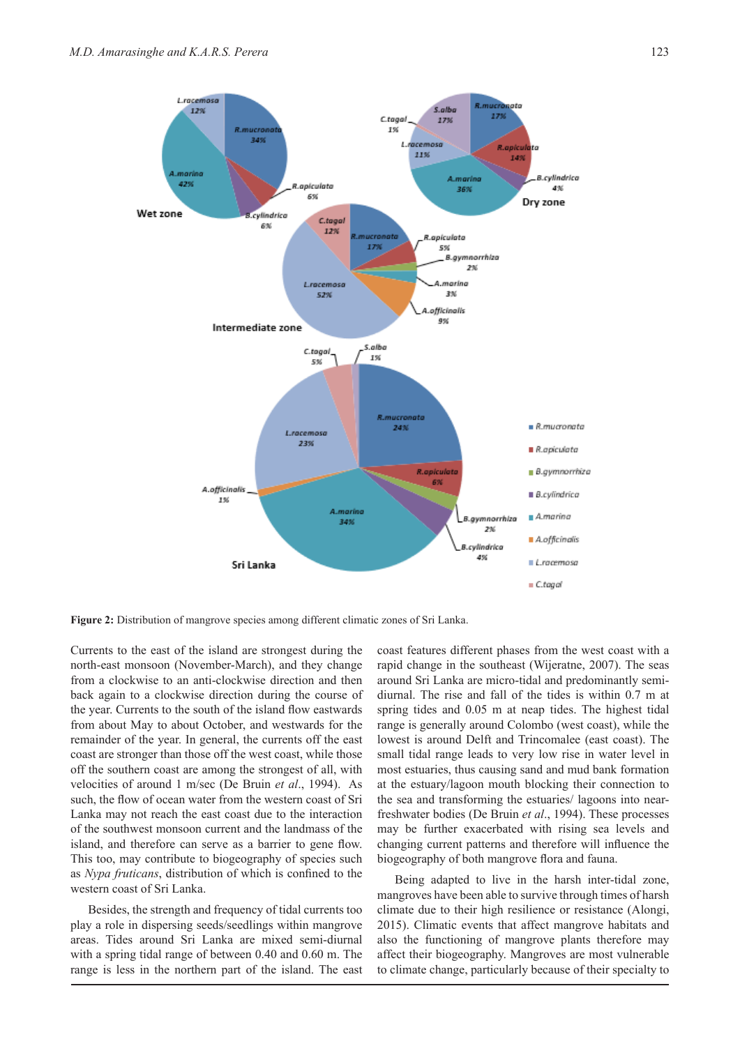Figure 2: Distribution of mangrove species among different climatic zones of Sri Lanka.

Currents to the east of the island are strongest during the north-east monsoon (November-March), and they change from a clockwise to an anti-clockwise direction and then back again to a clockwise direction during the course of the year. Currents to the south of the island flow eastwards from about May to about October, and westwards for the remainder of the year. In general, the currents off the east coast are stronger than those off the west coast, while those off the southern coast are among the strongest of all, with velocities of around 1 m/sec (De Bruin *et al*., 1994). As such, the flow of ocean water from the western coast of Sri Lanka may not reach the east coast due to the interaction of the southwest monsoon current and the landmass of the island, and therefore can serve as a barrier to gene flow. This too, may contribute to biogeography of species such as *Nypa fruticans*, distribution of which is confined to the western coast of Sri Lanka.

Besides, the strength and frequency of tidal currents too play a role in dispersing seeds/seedlings within mangrove areas. Tides around Sri Lanka are mixed semi-diurnal with a spring tidal range of between 0.40 and 0.60 m. The range is less in the northern part of the island. The east coast features different phases from the west coast with a rapid change in the southeast (Wijeratne, 2007). The seas around Sri Lanka are micro-tidal and predominantly semi-diurnal. The rise and fall of the tides is within 0.7 m at spring tides and 0.05 m at neap tides. The highest tidal range is generally around Colombo (west coast), while the lowest is around Delft and Trincomalee (east coast). The small tidal range leads to very low rise in water level in most estuaries, thus causing sand and mud bank formation at the estuary/lagoon mouth blocking their connection to the sea and transforming the estuaries/ lagoons into near-freshwater bodies (De Bruin *et al*., 1994). These processes may be further exacerbated with rising sea levels and changing current patterns and therefore will influence the biogeography of both mangrove flora and fauna.

Being adapted to live in the harsh inter-tidal zone, mangroves have been able to survive through times of harsh climate due to their high resilience or resistance (Alongi, 2015). Climatic events that affect mangrove habitats and also the functioning of mangrove plants therefore may affect their biogeography. Mangroves are most vulnerable to climate change, particularly because of their specialty to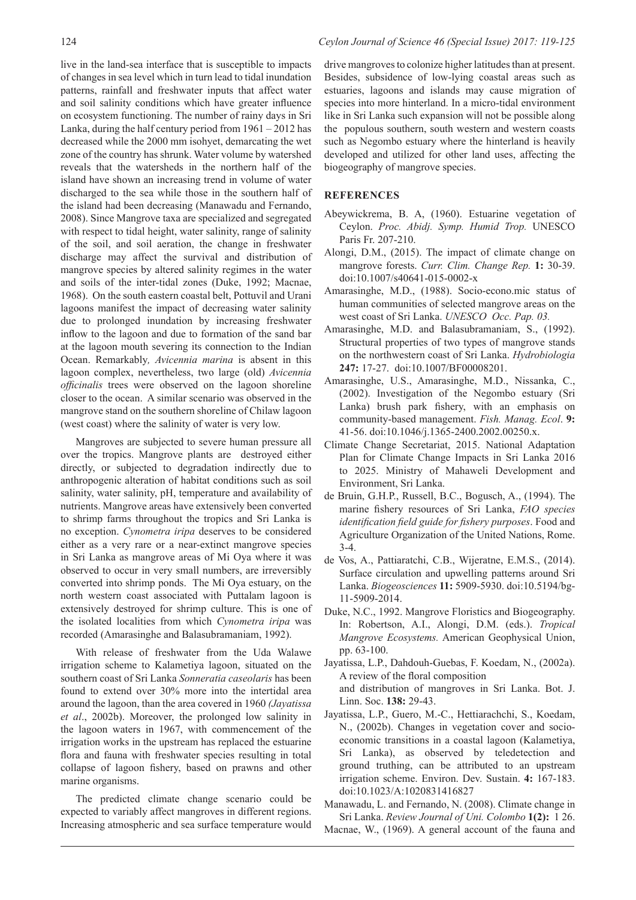live in the land-sea interface that is susceptible to impacts of changes in sea level which in turn lead to tidal inundation patterns, rainfall and freshwater inputs that affect water and soil salinity conditions which have greater influence on ecosystem functioning. The number of rainy days in Sri Lanka, during the half century period from 1961 – 2012 has decreased while the 2000 mm isohyet, demarcating the wet zone of the country has shrunk. Water volume by watershed reveals that the watersheds in the northern half of the island have shown an increasing trend in volume of water discharged to the sea while those in the southern half of the island had been decreasing (Manawadu and Fernando, 2008). Since Mangrove taxa are specialized and segregated with respect to tidal height, water salinity, range of salinity of the soil, and soil aeration, the change in freshwater discharge may affect the survival and distribution of mangrove species by altered salinity regimes in the water and soils of the inter-tidal zones (Duke, 1992; Macnae, 1968). On the south eastern coastal belt, Pottuvil and Urani lagoons manifest the impact of decreasing water salinity due to prolonged inundation by increasing freshwater inflow to the lagoon and due to formation of the sand bar at the lagoon mouth severing its connection to the Indian Ocean. Remarkably, *Avicennia marina* is absent in this lagoon complex, nevertheless, two large (old) *Avicennia officinalis* trees were observed on the lagoon shoreline closer to the ocean. A similar scenario was observed in the mangrove stand on the southern shoreline of Chilaw lagoon (west coast) where the salinity of water is very low.

Mangroves are subjected to severe human pressure all over the tropics. Mangrove plants are destroyed either directly, or subjected to degradation indirectly due to anthropogenic alteration of habitat conditions such as soil salinity, water salinity, pH, temperature and availability of nutrients. Mangrove areas have extensively been converted to shrimp farms throughout the tropics and Sri Lanka is no exception. *Cynometra iripa* deserves to be considered either as a very rare or a near-extinct mangrove species in Sri Lanka as mangrove areas of Mi Oya where it was observed to occur in very small numbers, are irreversibly converted into shrimp ponds. The Mi Oya estuary, on the north western coast associated with Puttalam lagoon is extensively destroyed for shrimp culture. This is one of the isolated localities from which *Cynometra iripa* was recorded (Amarasinghe and Balasubramaniam, 1992).

With release of freshwater from the Uda Walawe irrigation scheme to Kalametiya lagoon, situated on the southern coast of Sri Lanka *Sonneratia caseolaris* has been found to extend over 30% more into the intertidal area around the lagoon, than the area covered in 1960 *(Jayatissa et al*., 2002b). Moreover, the prolonged low salinity in the lagoon waters in 1967, with commencement of the irrigation works in the upstream has replaced the estuarine flora and fauna with freshwater species resulting in total collapse of lagoon fishery, based on prawns and other marine organisms.

The predicted climate change scenario could be expected to variably affect mangroves in different regions. Increasing atmospheric and sea surface temperature would drive mangroves to colonize higher latitudes than at present. Besides, subsidence of low-lying coastal areas such as estuaries, lagoons and islands may cause migration of species into more hinterland. In a micro-tidal environment like in Sri Lanka such expansion will not be possible along the populous southern, south western and western coasts such as Negombo estuary where the hinterland is heavily developed and utilized for other land uses, affecting the biogeography of mangrove species.

## REFERENCES

Abeywickrema, B. A, (1960). Estuarine vegetation of Ceylon. *Proc. Abidj. Symp. Humid Trop.* UNESCO Paris Fr. 207-210.

Alongi, D.M., (2015). The impact of climate change on mangrove forests. *Curr. Clim. Change Rep.* **1:** 30-39. doi:10.1007/s40641-015-0002-x

Amarasinghe, M.D., (1988). Socio-econo.mic status of human communities of selected mangrove areas on the west coast of Sri Lanka. *UNESCO Occ. Pap. 03.*

Amarasinghe, M.D. and Balasubramaniam, S., (1992). Structural properties of two types of mangrove stands on the northwestern coast of Sri Lanka. *Hydrobiologia* **247:** 17-27. doi:10.1007/BF00008201.

Amarasinghe, U.S., Amarasinghe, M.D., Nissanka, C., (2002). Investigation of the Negombo estuary (Sri Lanka) brush park fishery, with an emphasis on community-based management. *Fish. Manag. Ecol*. **9:** 41-56. doi:10.1046/j.1365-2400.2002.00250.x.

Climate Change Secretariat, 2015. National Adaptation Plan for Climate Change Impacts in Sri Lanka 2016 to 2025. Ministry of Mahaweli Development and Environment, Sri Lanka.

de Bruin, G.H.P., Russell, B.C., Bogusch, A., (1994). The marine fishery resources of Sri Lanka, *FAO species identification field guide for fishery purposes*. Food and Agriculture Organization of the United Nations, Rome. 3-4.

de Vos, A., Pattiaratchi, C.B., Wijeratne, E.M.S., (2014). Surface circulation and upwelling patterns around Sri Lanka. *Biogeosciences* **11:** 5909-5930. doi:10.5194/bg-11-5909-2014.

Duke, N.C., 1992. Mangrove Floristics and Biogeography. In: Robertson, A.I., Alongi, D.M. (eds.). *Tropical Mangrove Ecosystems.* American Geophysical Union, pp. 63-100.

Jayatissa, L.P., Dahdouh-Guebas, F. Koedam, N., (2002a). A review of the floral composition and distribution of mangroves in Sri Lanka. Bot. J. Linn. Soc. **138:** 29-43.

Jayatissa, L.P., Guero, M.-C., Hettiarachchi, S., Koedam, N., (2002b). Changes in vegetation cover and socio-economic transitions in a coastal lagoon (Kalametiya, Sri Lanka), as observed by teledetection and ground truthing, can be attributed to an upstream irrigation scheme. Environ. Dev. Sustain. **4:** 167-183. doi:10.1023/A:1020831416827

Manawadu, L. and Fernando, N. (2008). Climate change in Sri Lanka. *Review Journal of Uni. Colombo* **1(2):** 1 26.

Macnae, W., (1969). A general account of the fauna and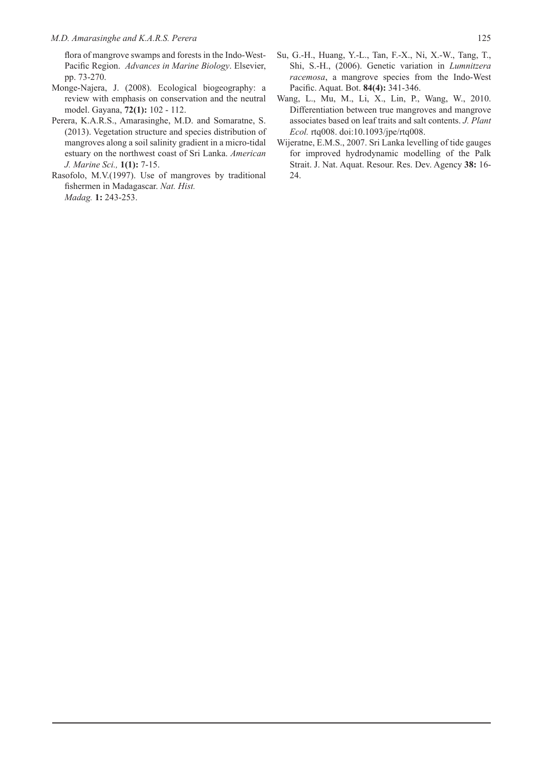flora of mangrove swamps and forests in the Indo-West-Pacific Region. *Advances in Marine Biology*. Elsevier, pp. 73-270.

Monge-Najera, J. (2008). Ecological biogeography: a review with emphasis on conservation and the neutral model. Gayana, **72(1):** 102 - 112.

Perera, K.A.R.S., Amarasinghe, M.D. and Somaratne, S. (2013). Vegetation structure and species distribution of mangroves along a soil salinity gradient in a micro-tidal estuary on the northwest coast of Sri Lanka. *American J. Marine Sci.,* **1(1):** 7-15.

Rasofolo, M.V.(1997). Use of mangroves by traditional fishermen in Madagascar. *Nat. Hist. Madag.* **1:** 243-253.

Su, G.-H., Huang, Y.-L., Tan, F.-X., Ni, X.-W., Tang, T., Shi, S.-H., (2006). Genetic variation in *Lumnitzera racemosa*, a mangrove species from the Indo-West Pacific. Aquat. Bot. **84(4):** 341-346.

Wang, L., Mu, M., Li, X., Lin, P., Wang, W., 2010. Differentiation between true mangroves and mangrove associates based on leaf traits and salt contents. *J. Plant Ecol.* rtq008. doi:10.1093/jpe/rtq008.

Wijeratne, E.M.S., 2007. Sri Lanka levelling of tide gauges for improved hydrodynamic modelling of the Palk Strait. J. Nat. Aquat. Resour. Res. Dev. Agency **38:** 16-24.